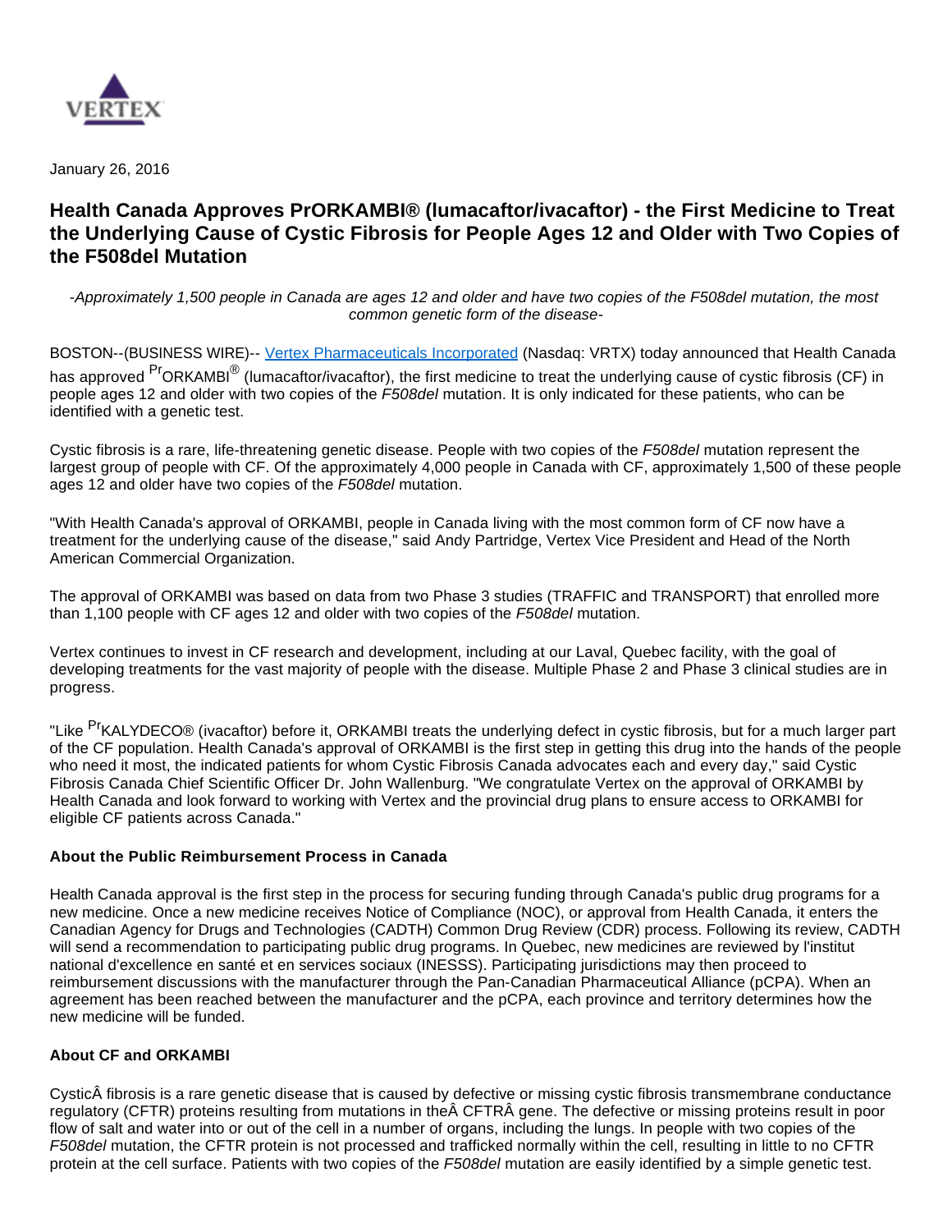VERTEX

January 26, 2016

# Health Canada Approves PrORKAMBI® (lumacaftor/ivacaftor) - the First Medicine to Treat the Underlying Cause of Cystic Fibrosis for People Ages 12 and Older with Two Copies of the F508del Mutation

*-Approximately 1,500 people in Canada are ages 12 and older and have two copies of the F508del mutation, the most common genetic form of the disease-*

BOSTON--(BUSINESS WIRE)-- Vertex Pharmaceuticals Incorporated (Nasdaq: VRTX) today announced that Health Canada has approved PrORKAMBI® (lumacaftor/ivacaftor), the first medicine to treat the underlying cause of cystic fibrosis (CF) in people ages 12 and older with two copies of the *F508del* mutation. It is only indicated for these patients, who can be identified with a genetic test.

Cystic fibrosis is a rare, life-threatening genetic disease. People with two copies of the *F508del* mutation represent the largest group of people with CF. Of the approximately 4,000 people in Canada with CF, approximately 1,500 of these people ages 12 and older have two copies of the *F508del* mutation.

"With Health Canada's approval of ORKAMBI, people in Canada living with the most common form of CF now have a treatment for the underlying cause of the disease," said Andy Partridge, Vertex Vice President and Head of the North American Commercial Organization.

The approval of ORKAMBI was based on data from two Phase 3 studies (TRAFFIC and TRANSPORT) that enrolled more than 1,100 people with CF ages 12 and older with two copies of the *F508del* mutation.

Vertex continues to invest in CF research and development, including at our Laval, Quebec facility, with the goal of developing treatments for the vast majority of people with the disease. Multiple Phase 2 and Phase 3 clinical studies are in progress.

"Like PrKALYDECO® (ivacaftor) before it, ORKAMBI treats the underlying defect in cystic fibrosis, but for a much larger part of the CF population. Health Canada's approval of ORKAMBI is the first step in getting this drug into the hands of the people who need it most, the indicated patients for whom Cystic Fibrosis Canada advocates each and every day," said Cystic Fibrosis Canada Chief Scientific Officer Dr. John Wallenburg. "We congratulate Vertex on the approval of ORKAMBI by Health Canada and look forward to working with Vertex and the provincial drug plans to ensure access to ORKAMBI for eligible CF patients across Canada."

**About the Public Reimbursement Process in Canada**

Health Canada approval is the first step in the process for securing funding through Canada's public drug programs for a new medicine. Once a new medicine receives Notice of Compliance (NOC), or approval from Health Canada, it enters the Canadian Agency for Drugs and Technologies (CADTH) Common Drug Review (CDR) process. Following its review, CADTH will send a recommendation to participating public drug programs. In Quebec, new medicines are reviewed by l'institut national d'excellence en santé et en services sociaux (INESSS). Participating jurisdictions may then proceed to reimbursement discussions with the manufacturer through the Pan-Canadian Pharmaceutical Alliance (pCPA). When an agreement has been reached between the manufacturer and the pCPA, each province and territory determines how the new medicine will be funded.

**About CF and ORKAMBI**

CysticÂ fibrosis is a rare genetic disease that is caused by defective or missing cystic fibrosis transmembrane conductance regulatory (CFTR) proteins resulting from mutations in theÂ CFTRÂ gene. The defective or missing proteins result in poor flow of salt and water into or out of the cell in a number of organs, including the lungs. In people with two copies of the *F508del* mutation, the CFTR protein is not processed and trafficked normally within the cell, resulting in little to no CFTR protein at the cell surface. Patients with two copies of the *F508del* mutation are easily identified by a simple genetic test.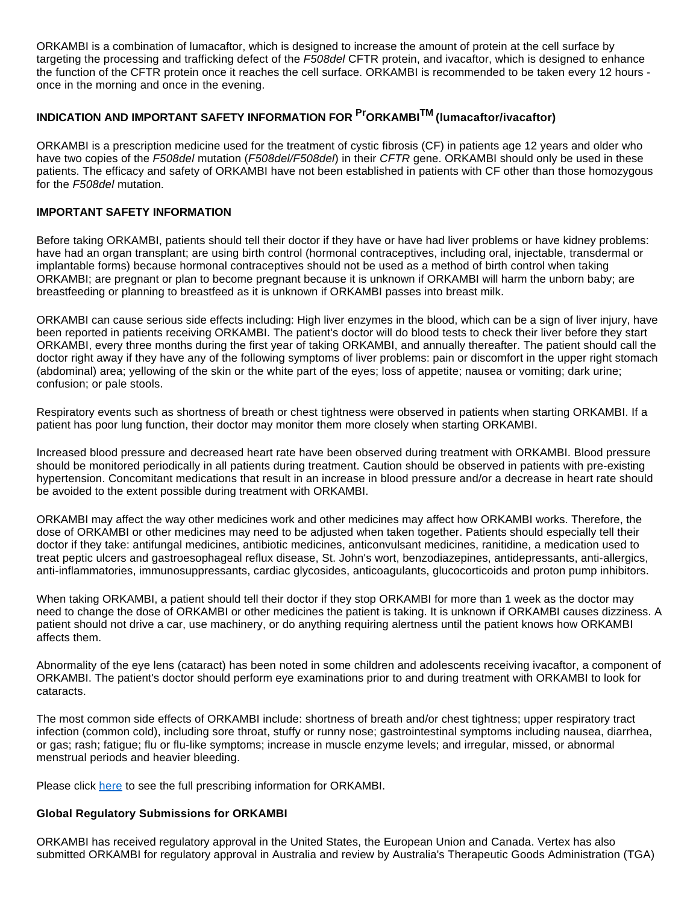ORKAMBI is a combination of lumacaftor, which is designed to increase the amount of protein at the cell surface by targeting the processing and trafficking defect of the *F508del* CFTR protein, and ivacaftor, which is designed to enhance the function of the CFTR protein once it reaches the cell surface. ORKAMBI is recommended to be taken every 12 hours - once in the morning and once in the evening.

### INDICATION AND IMPORTANT SAFETY INFORMATION FOR $^{Pr}$ORKAMBI$^{TM}$ (lumacaftor/ivacaftor)

ORKAMBI is a prescription medicine used for the treatment of cystic fibrosis (CF) in patients age 12 years and older who have two copies of the *F508del* mutation (*F508del/F508del*) in their *CFTR* gene. ORKAMBI should only be used in these patients. The efficacy and safety of ORKAMBI have not been established in patients with CF other than those homozygous for the *F508del* mutation.

### IMPORTANT SAFETY INFORMATION

Before taking ORKAMBI, patients should tell their doctor if they have or have had liver problems or have kidney problems: have had an organ transplant; are using birth control (hormonal contraceptives, including oral, injectable, transdermal or implantable forms) because hormonal contraceptives should not be used as a method of birth control when taking ORKAMBI; are pregnant or plan to become pregnant because it is unknown if ORKAMBI will harm the unborn baby; are breastfeeding or planning to breastfeed as it is unknown if ORKAMBI passes into breast milk.

ORKAMBI can cause serious side effects including: High liver enzymes in the blood, which can be a sign of liver injury, have been reported in patients receiving ORKAMBI. The patient's doctor will do blood tests to check their liver before they start ORKAMBI, every three months during the first year of taking ORKAMBI, and annually thereafter. The patient should call the doctor right away if they have any of the following symptoms of liver problems: pain or discomfort in the upper right stomach (abdominal) area; yellowing of the skin or the white part of the eyes; loss of appetite; nausea or vomiting; dark urine; confusion; or pale stools.

Respiratory events such as shortness of breath or chest tightness were observed in patients when starting ORKAMBI. If a patient has poor lung function, their doctor may monitor them more closely when starting ORKAMBI.

Increased blood pressure and decreased heart rate have been observed during treatment with ORKAMBI. Blood pressure should be monitored periodically in all patients during treatment. Caution should be observed in patients with pre-existing hypertension. Concomitant medications that result in an increase in blood pressure and/or a decrease in heart rate should be avoided to the extent possible during treatment with ORKAMBI.

ORKAMBI may affect the way other medicines work and other medicines may affect how ORKAMBI works. Therefore, the dose of ORKAMBI or other medicines may need to be adjusted when taken together. Patients should especially tell their doctor if they take: antifungal medicines, antibiotic medicines, anticonvulsant medicines, ranitidine, a medication used to treat peptic ulcers and gastroesophageal reflux disease, St. John's wort, benzodiazepines, antidepressants, anti-allergics, anti-inflammatories, immunosuppressants, cardiac glycosides, anticoagulants, glucocorticoids and proton pump inhibitors.

When taking ORKAMBI, a patient should tell their doctor if they stop ORKAMBI for more than 1 week as the doctor may need to change the dose of ORKAMBI or other medicines the patient is taking. It is unknown if ORKAMBI causes dizziness. A patient should not drive a car, use machinery, or do anything requiring alertness until the patient knows how ORKAMBI affects them.

Abnormality of the eye lens (cataract) has been noted in some children and adolescents receiving ivacaftor, a component of ORKAMBI. The patient's doctor should perform eye examinations prior to and during treatment with ORKAMBI to look for cataracts.

The most common side effects of ORKAMBI include: shortness of breath and/or chest tightness; upper respiratory tract infection (common cold), including sore throat, stuffy or runny nose; gastrointestinal symptoms including nausea, diarrhea, or gas; rash; fatigue; flu or flu-like symptoms; increase in muscle enzyme levels; and irregular, missed, or abnormal menstrual periods and heavier bleeding.

Please click here to see the full prescribing information for ORKAMBI.

### Global Regulatory Submissions for ORKAMBI

ORKAMBI has received regulatory approval in the United States, the European Union and Canada. Vertex has also submitted ORKAMBI for regulatory approval in Australia and review by Australia's Therapeutic Goods Administration (TGA)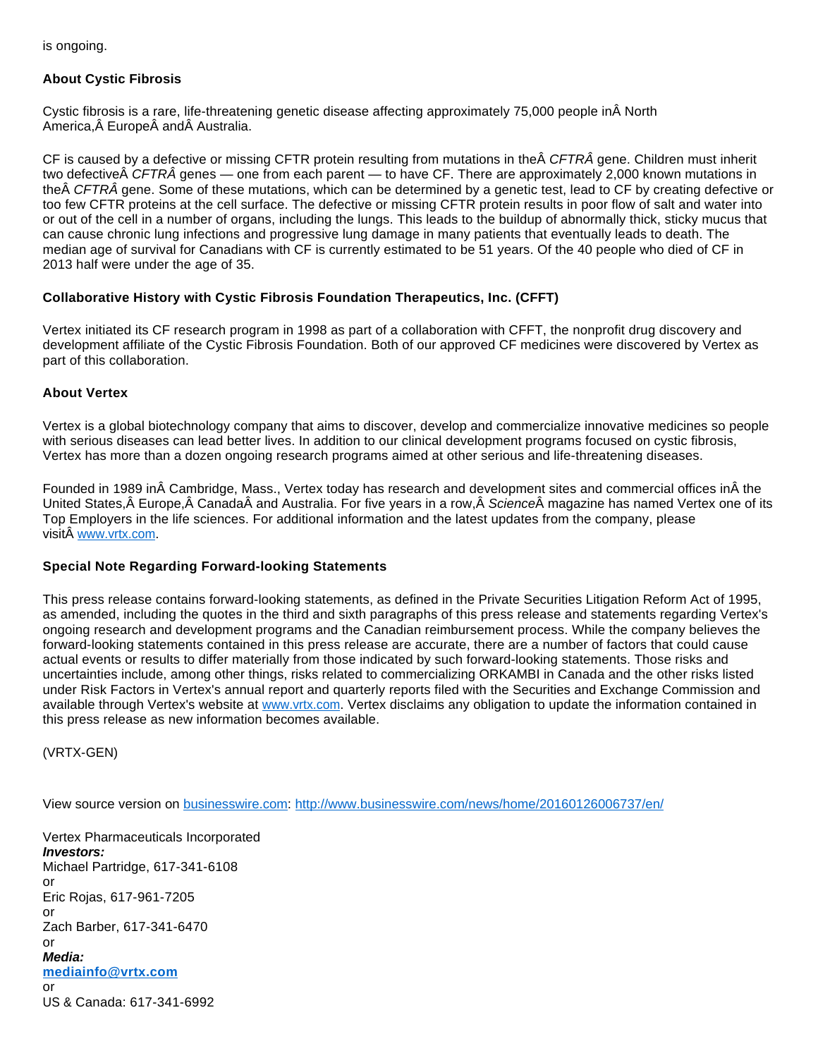is ongoing.

**About Cystic Fibrosis**

Cystic fibrosis is a rare, life-threatening genetic disease affecting approximately 75,000 people inÂ North America,Â EuropeÂ andÂ Australia.

CF is caused by a defective or missing CFTR protein resulting from mutations in theÂ *CFTRÂ* gene. Children must inherit two defectiveÂ *CFTRÂ* genes — one from each parent — to have CF. There are approximately 2,000 known mutations in theÂ *CFTRÂ* gene. Some of these mutations, which can be determined by a genetic test, lead to CF by creating defective or too few CFTR proteins at the cell surface. The defective or missing CFTR protein results in poor flow of salt and water into or out of the cell in a number of organs, including the lungs. This leads to the buildup of abnormally thick, sticky mucus that can cause chronic lung infections and progressive lung damage in many patients that eventually leads to death. The median age of survival for Canadians with CF is currently estimated to be 51 years. Of the 40 people who died of CF in 2013 half were under the age of 35.

**Collaborative History with Cystic Fibrosis Foundation Therapeutics, Inc. (CFFT)**

Vertex initiated its CF research program in 1998 as part of a collaboration with CFFT, the nonprofit drug discovery and development affiliate of the Cystic Fibrosis Foundation. Both of our approved CF medicines were discovered by Vertex as part of this collaboration.

**About Vertex**

Vertex is a global biotechnology company that aims to discover, develop and commercialize innovative medicines so people with serious diseases can lead better lives. In addition to our clinical development programs focused on cystic fibrosis, Vertex has more than a dozen ongoing research programs aimed at other serious and life-threatening diseases.

Founded in 1989 inÂ Cambridge, Mass., Vertex today has research and development sites and commercial offices inÂ the United States,Â Europe,Â CanadaÂ and Australia. For five years in a row,Â *Science*Â magazine has named Vertex one of its Top Employers in the life sciences. For additional information and the latest updates from the company, please visitÂ www.vrtx.com.

**Special Note Regarding Forward-looking Statements**

This press release contains forward-looking statements, as defined in the Private Securities Litigation Reform Act of 1995, as amended, including the quotes in the third and sixth paragraphs of this press release and statements regarding Vertex's ongoing research and development programs and the Canadian reimbursement process. While the company believes the forward-looking statements contained in this press release are accurate, there are a number of factors that could cause actual events or results to differ materially from those indicated by such forward-looking statements. Those risks and uncertainties include, among other things, risks related to commercializing ORKAMBI in Canada and the other risks listed under Risk Factors in Vertex's annual report and quarterly reports filed with the Securities and Exchange Commission and available through Vertex's website at www.vrtx.com. Vertex disclaims any obligation to update the information contained in this press release as new information becomes available.

(VRTX-GEN)

View source version on businesswire.com: http://www.businesswire.com/news/home/20160126006737/en/

Vertex Pharmaceuticals Incorporated
***Investors:***
Michael Partridge, 617-341-6108
or
Eric Rojas, 617-961-7205
or
Zach Barber, 617-341-6470
or
***Media:***
**mediainfo@vrtx.com**
or
US & Canada: 617-341-6992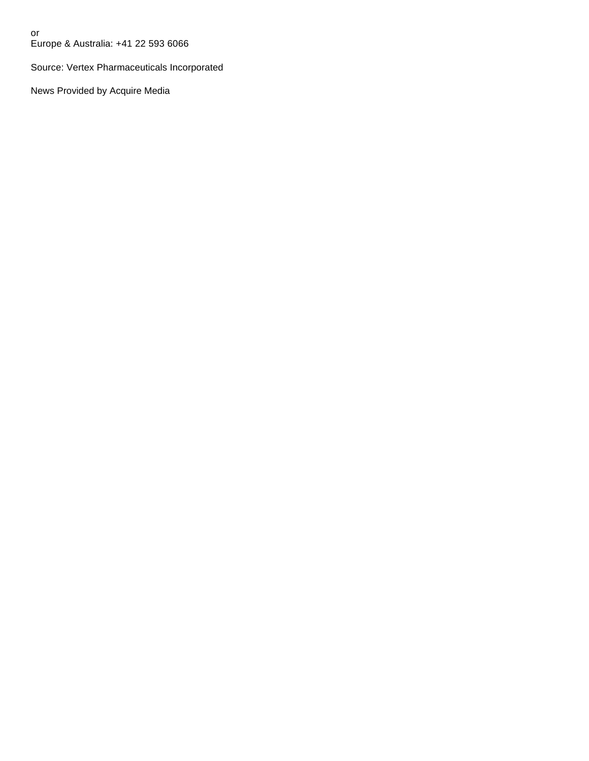or
Europe & Australia: +41 22 593 6066

Source: Vertex Pharmaceuticals Incorporated

News Provided by Acquire Media